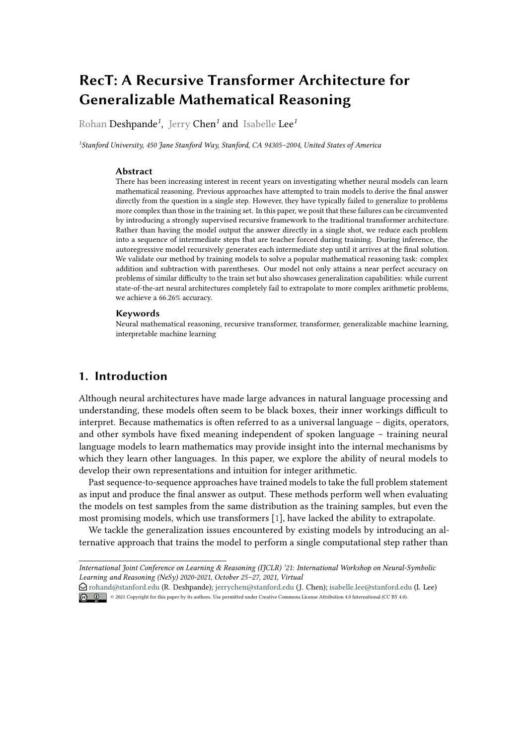# RecT: A Recursive Transformer Architecture for Generalizable Mathematical Reasoning

Rohan Deshpande[1], Jerry Chen[1] and Isabelle Lee[1]

[1]Stanford University, 450 Jane Stanford Way, Stanford, CA 94305–2004, United States of America

### Abstract

There has been increasing interest in recent years on investigating whether neural models can learn mathematical reasoning. Previous approaches have attempted to train models to derive the final answer directly from the question in a single step. However, they have typically failed to generalize to problems more complex than those in the training set. In this paper, we posit that these failures can be circumvented by introducing a strongly supervised recursive framework to the traditional transformer architecture. Rather than having the model output the answer directly in a single shot, we reduce each problem into a sequence of intermediate steps that are teacher forced during training. During inference, the autoregressive model recursively generates each intermediate step until it arrives at the final solution. We validate our method by training models to solve a popular mathematical reasoning task: complex addition and subtraction with parentheses. Our model not only attains a near perfect accuracy on problems of similar difficulty to the train set but also showcases generalization capabilities: while current state-of-the-art neural architectures completely fail to extrapolate to more complex arithmetic problems, we achieve a 66.26% accuracy.

### Keywords

Neural mathematical reasoning, recursive transformer, transformer, generalizable machine learning, interpretable machine learning

## 1. Introduction

Although neural architectures have made large advances in natural language processing and understanding, these models often seem to be black boxes, their inner workings difficult to interpret. Because mathematics is often referred to as a universal language – digits, operators, and other symbols have fixed meaning independent of spoken language – training neural language models to learn mathematics may provide insight into the internal mechanisms by which they learn other languages. In this paper, we explore the ability of neural models to develop their own representations and intuition for integer arithmetic.

Past sequence-to-sequence approaches have trained models to take the full problem statement as input and produce the final answer as output. These methods perform well when evaluating the models on test samples from the same distribution as the training samples, but even the most promising models, which use transformers [1], have lacked the ability to extrapolate.

We tackle the generalization issues encountered by existing models by introducing an alternative approach that trains the model to perform a single computational step rather than

---

*International Joint Conference on Learning & Reasoning (IJCLR) '21: International Workshop on Neural-Symbolic Learning and Reasoning (NeSy) 2020-2021, October 25–27, 2021, Virtual*

rohand@stanford.edu (R. Deshpande); jerrychen@stanford.edu (J. Chen); isabelle.lee@stanford.edu (I. Lee)

© 2021 Copyright for this paper by its authors. Use permitted under Creative Commons License Attribution 4.0 International (CC BY 4.0).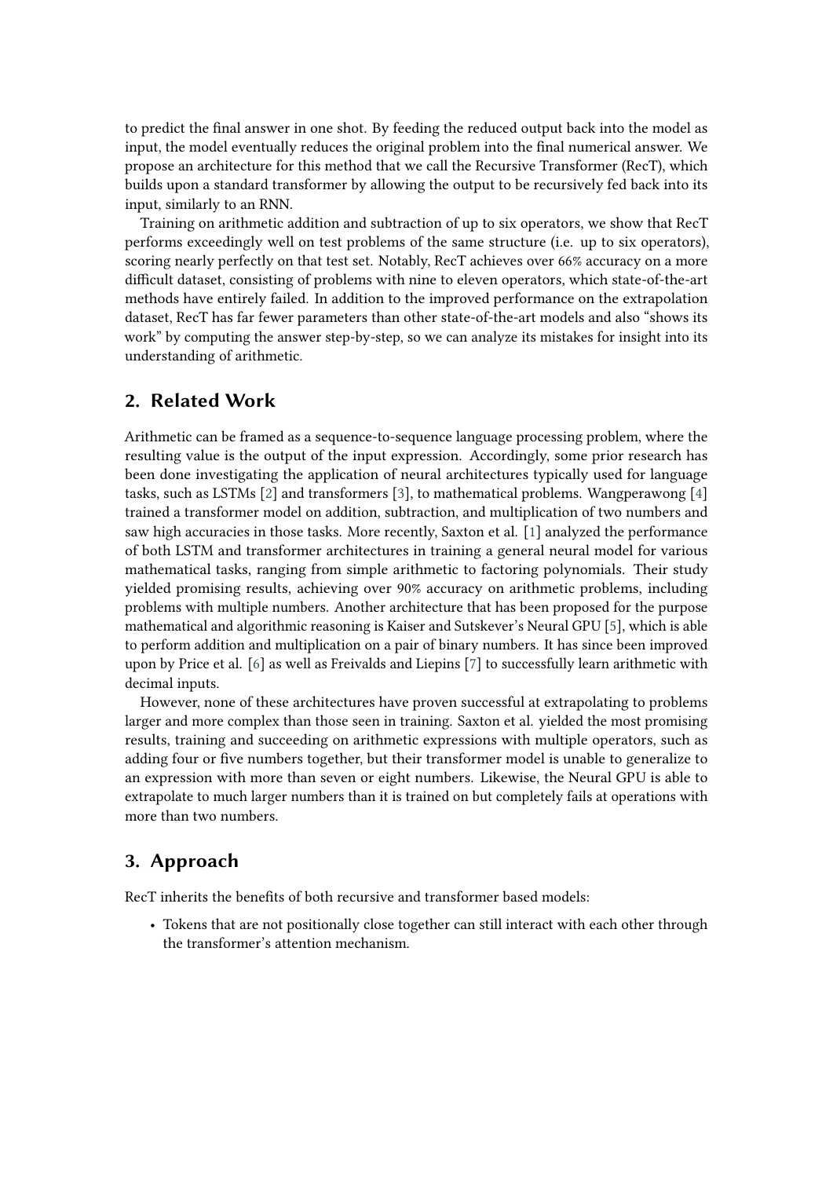to predict the final answer in one shot. By feeding the reduced output back into the model as input, the model eventually reduces the original problem into the final numerical answer. We propose an architecture for this method that we call the Recursive Transformer (RecT), which builds upon a standard transformer by allowing the output to be recursively fed back into its input, similarly to an RNN.

Training on arithmetic addition and subtraction of up to six operators, we show that RecT performs exceedingly well on test problems of the same structure (i.e. up to six operators), scoring nearly perfectly on that test set. Notably, RecT achieves over 66% accuracy on a more difficult dataset, consisting of problems with nine to eleven operators, which state-of-the-art methods have entirely failed. In addition to the improved performance on the extrapolation dataset, RecT has far fewer parameters than other state-of-the-art models and also "shows its work" by computing the answer step-by-step, so we can analyze its mistakes for insight into its understanding of arithmetic.

## 2. Related Work

Arithmetic can be framed as a sequence-to-sequence language processing problem, where the resulting value is the output of the input expression. Accordingly, some prior research has been done investigating the application of neural architectures typically used for language tasks, such as LSTMs [2] and transformers [3], to mathematical problems. Wangperawong [4] trained a transformer model on addition, subtraction, and multiplication of two numbers and saw high accuracies in those tasks. More recently, Saxton et al. [1] analyzed the performance of both LSTM and transformer architectures in training a general neural model for various mathematical tasks, ranging from simple arithmetic to factoring polynomials. Their study yielded promising results, achieving over 90% accuracy on arithmetic problems, including problems with multiple numbers. Another architecture that has been proposed for the purpose mathematical and algorithmic reasoning is Kaiser and Sutskever's Neural GPU [5], which is able to perform addition and multiplication on a pair of binary numbers. It has since been improved upon by Price et al. [6] as well as Freivalds and Liepins [7] to successfully learn arithmetic with decimal inputs.

However, none of these architectures have proven successful at extrapolating to problems larger and more complex than those seen in training. Saxton et al. yielded the most promising results, training and succeeding on arithmetic expressions with multiple operators, such as adding four or five numbers together, but their transformer model is unable to generalize to an expression with more than seven or eight numbers. Likewise, the Neural GPU is able to extrapolate to much larger numbers than it is trained on but completely fails at operations with more than two numbers.

## 3. Approach

RecT inherits the benefits of both recursive and transformer based models:

- Tokens that are not positionally close together can still interact with each other through the transformer's attention mechanism.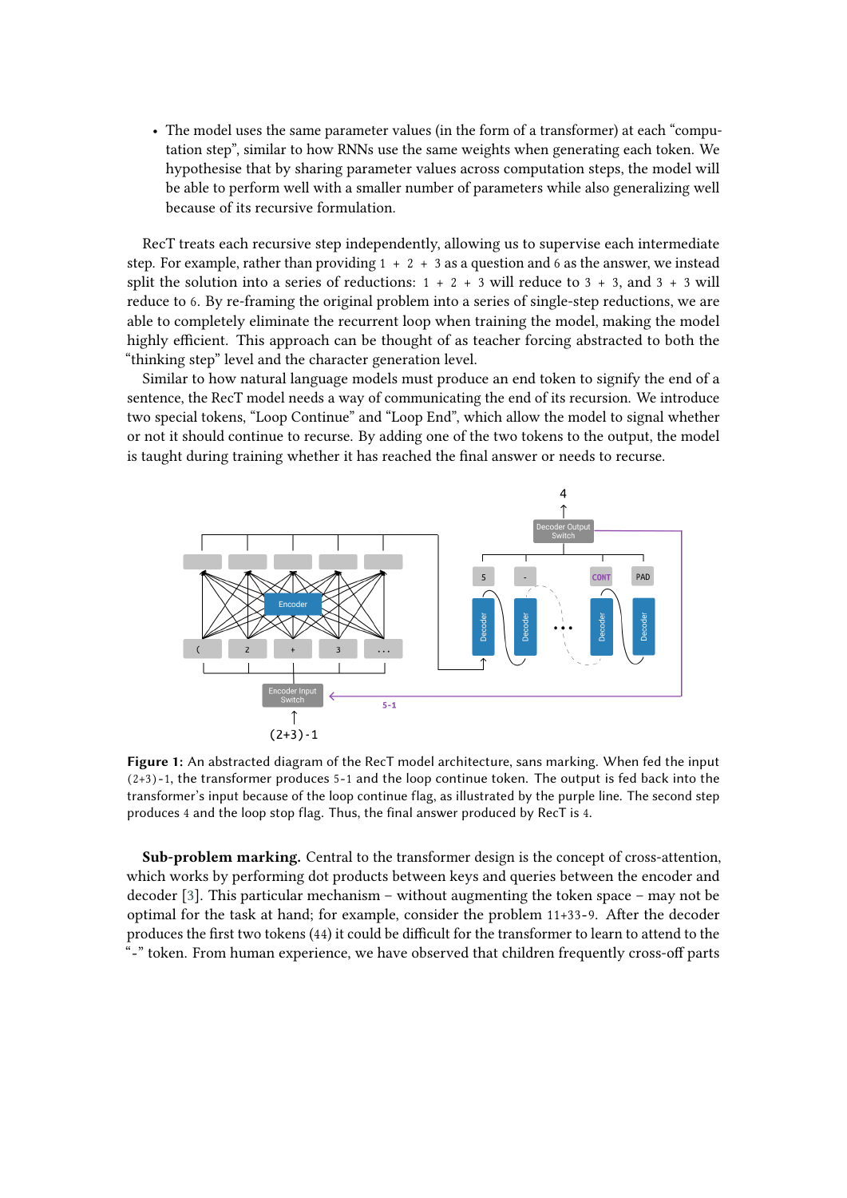- The model uses the same parameter values (in the form of a transformer) at each "computation step", similar to how RNNs use the same weights when generating each token. We hypothesise that by sharing parameter values across computation steps, the model will be able to perform well with a smaller number of parameters while also generalizing well because of its recursive formulation.

RecT treats each recursive step independently, allowing us to supervise each intermediate step. For example, rather than providing `1 + 2 + 3` as a question and `6` as the answer, we instead split the solution into a series of reductions: `1 + 2 + 3` will reduce to `3 + 3`, and `3 + 3` will reduce to `6`. By re-framing the original problem into a series of single-step reductions, we are able to completely eliminate the recurrent loop when training the model, making the model highly efficient. This approach can be thought of as teacher forcing abstracted to both the "thinking step" level and the character generation level.

Similar to how natural language models must produce an end token to signify the end of a sentence, the RecT model needs a way of communicating the end of its recursion. We introduce two special tokens, "Loop Continue" and "Loop End", which allow the model to signal whether or not it should continue to recurse. By adding one of the two tokens to the output, the model is taught during training whether it has reached the final answer or needs to recurse.

4

Decoder Output Switch

5 - CONT PAD

Decoder Decoder ... Decoder Decoder

Encoder

( 2 + 3 ...

Encoder Input Switch

5-1

(2+3)-1

**Figure 1:** An abstracted diagram of the RecT model architecture, sans marking. When fed the input `(2+3)-1`, the transformer produces `5-1` and the loop continue token. The output is fed back into the transformer's input because of the loop continue flag, as illustrated by the purple line. The second step produces `4` and the loop stop flag. Thus, the final answer produced by RecT is `4`.

**Sub-problem marking.** Central to the transformer design is the concept of cross-attention, which works by performing dot products between keys and queries between the encoder and decoder [3]. This particular mechanism – without augmenting the token space – may not be optimal for the task at hand; for example, consider the problem `11+33-9`. After the decoder produces the first two tokens (`44`) it could be difficult for the transformer to learn to attend to the "`-`" token. From human experience, we have observed that children frequently cross-off parts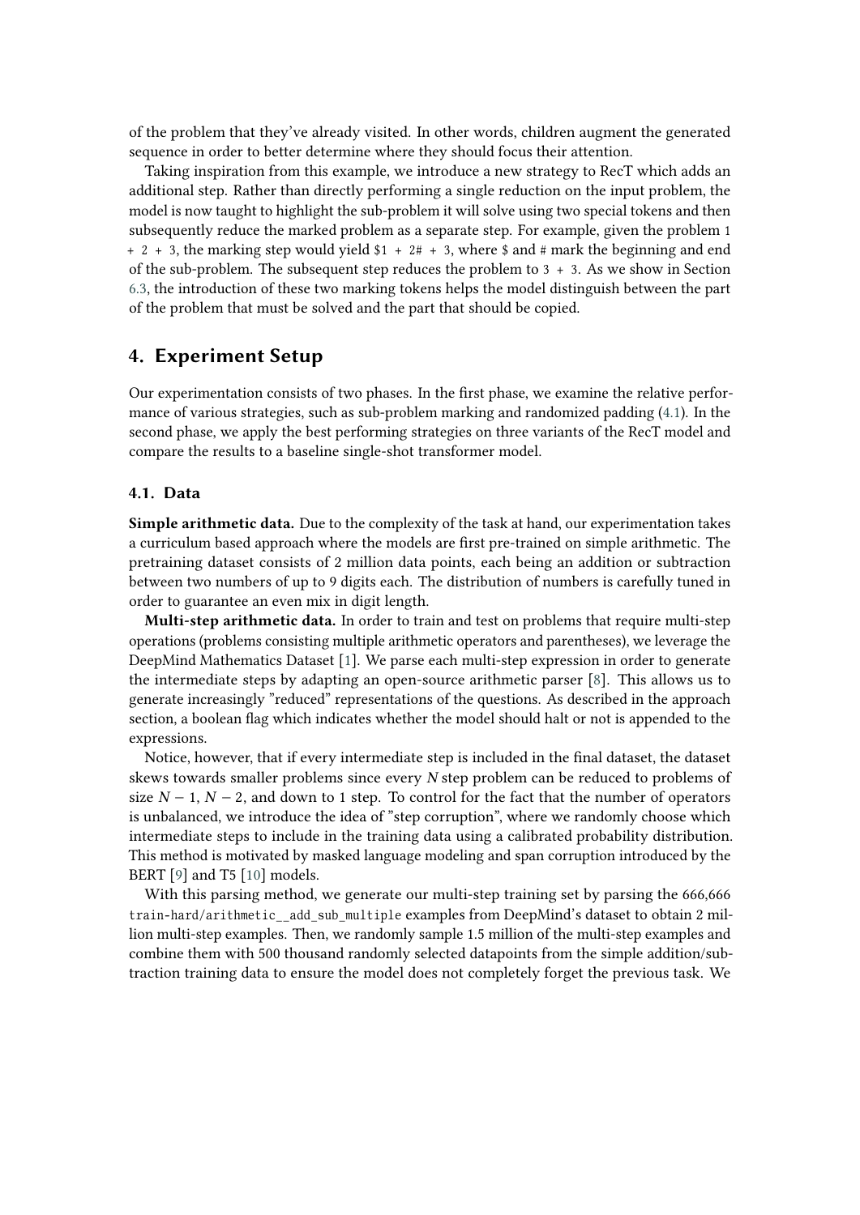of the problem that they've already visited. In other words, children augment the generated sequence in order to better determine where they should focus their attention.

Taking inspiration from this example, we introduce a new strategy to RecT which adds an additional step. Rather than directly performing a single reduction on the input problem, the model is now taught to highlight the sub-problem it will solve using two special tokens and then subsequently reduce the marked problem as a separate step. For example, given the problem `1 + 2 + 3`, the marking step would yield `$1 + 2# + 3`, where `$` and `#` mark the beginning and end of the sub-problem. The subsequent step reduces the problem to `3 + 3`. As we show in Section 6.3, the introduction of these two marking tokens helps the model distinguish between the part of the problem that must be solved and the part that should be copied.

## 4. Experiment Setup

Our experimentation consists of two phases. In the first phase, we examine the relative performance of various strategies, such as sub-problem marking and randomized padding (4.1). In the second phase, we apply the best performing strategies on three variants of the RecT model and compare the results to a baseline single-shot transformer model.

### 4.1. Data

**Simple arithmetic data.** Due to the complexity of the task at hand, our experimentation takes a curriculum based approach where the models are first pre-trained on simple arithmetic. The pretraining dataset consists of 2 million data points, each being an addition or subtraction between two numbers of up to 9 digits each. The distribution of numbers is carefully tuned in order to guarantee an even mix in digit length.

**Multi-step arithmetic data.** In order to train and test on problems that require multi-step operations (problems consisting multiple arithmetic operators and parentheses), we leverage the DeepMind Mathematics Dataset [1]. We parse each multi-step expression in order to generate the intermediate steps by adapting an open-source arithmetic parser [8]. This allows us to generate increasingly "reduced" representations of the questions. As described in the approach section, a boolean flag which indicates whether the model should halt or not is appended to the expressions.

Notice, however, that if every intermediate step is included in the final dataset, the dataset skews towards smaller problems since every $N$ step problem can be reduced to problems of size $N - 1$, $N - 2$, and down to 1 step. To control for the fact that the number of operators is unbalanced, we introduce the idea of "step corruption", where we randomly choose which intermediate steps to include in the training data using a calibrated probability distribution. This method is motivated by masked language modeling and span corruption introduced by the BERT [9] and T5 [10] models.

With this parsing method, we generate our multi-step training set by parsing the 666,666 `train-hard/arithmetic__add_sub_multiple` examples from DeepMind's dataset to obtain 2 million multi-step examples. Then, we randomly sample 1.5 million of the multi-step examples and combine them with 500 thousand randomly selected datapoints from the simple addition/subtraction training data to ensure the model does not completely forget the previous task. We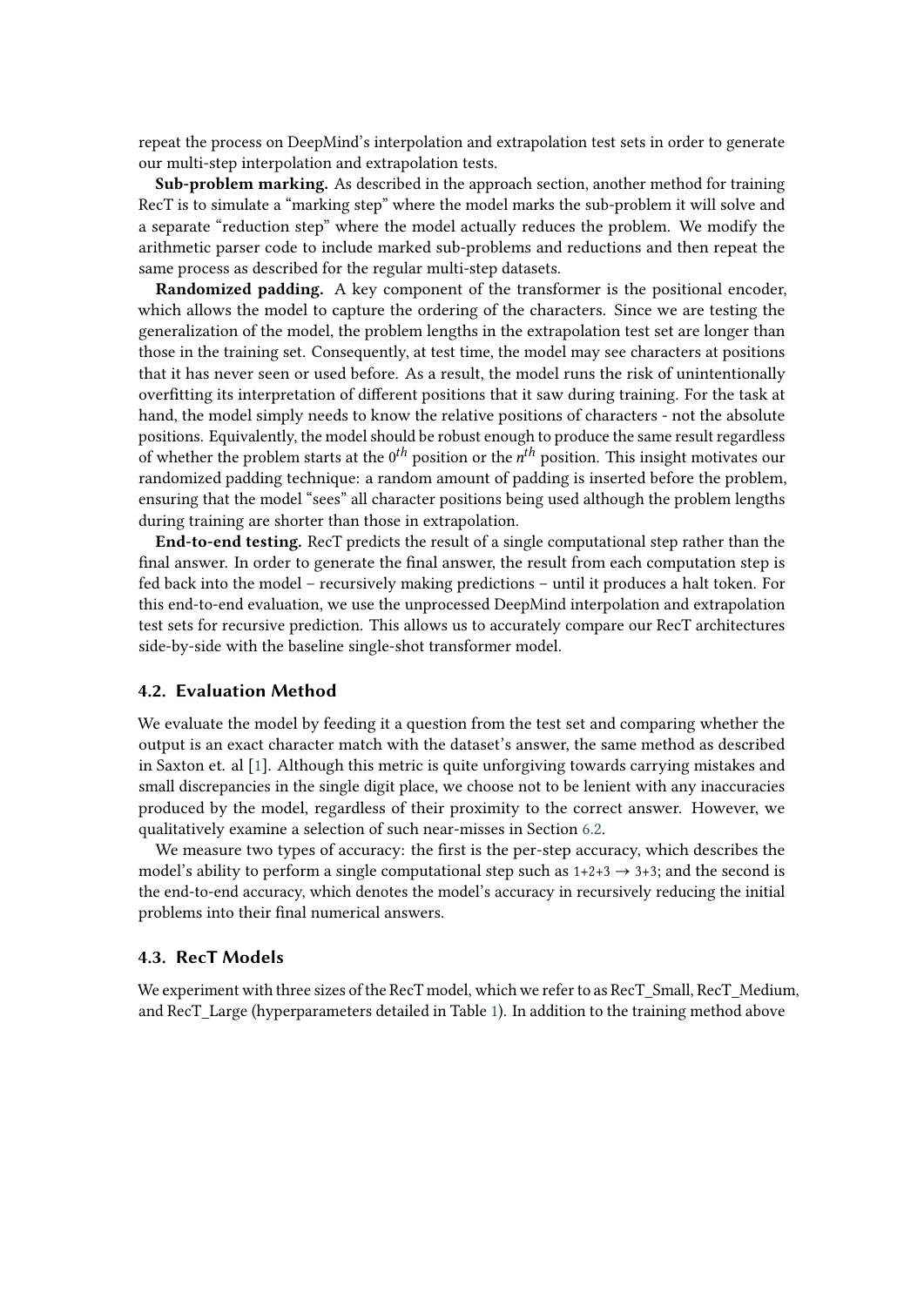repeat the process on DeepMind's interpolation and extrapolation test sets in order to generate our multi-step interpolation and extrapolation tests.

**Sub-problem marking.** As described in the approach section, another method for training RecT is to simulate a "marking step" where the model marks the sub-problem it will solve and a separate "reduction step" where the model actually reduces the problem. We modify the arithmetic parser code to include marked sub-problems and reductions and then repeat the same process as described for the regular multi-step datasets.

**Randomized padding.** A key component of the transformer is the positional encoder, which allows the model to capture the ordering of the characters. Since we are testing the generalization of the model, the problem lengths in the extrapolation test set are longer than those in the training set. Consequently, at test time, the model may see characters at positions that it has never seen or used before. As a result, the model runs the risk of unintentionally overfitting its interpretation of different positions that it saw during training. For the task at hand, the model simply needs to know the relative positions of characters - not the absolute positions. Equivalently, the model should be robust enough to produce the same result regardless of whether the problem starts at the $0^{th}$ position or the $n^{th}$ position. This insight motivates our randomized padding technique: a random amount of padding is inserted before the problem, ensuring that the model "sees" all character positions being used although the problem lengths during training are shorter than those in extrapolation.

**End-to-end testing.** RecT predicts the result of a single computational step rather than the final answer. In order to generate the final answer, the result from each computation step is fed back into the model – recursively making predictions – until it produces a halt token. For this end-to-end evaluation, we use the unprocessed DeepMind interpolation and extrapolation test sets for recursive prediction. This allows us to accurately compare our RecT architectures side-by-side with the baseline single-shot transformer model.

### 4.2. Evaluation Method

We evaluate the model by feeding it a question from the test set and comparing whether the output is an exact character match with the dataset's answer, the same method as described in Saxton et. al [1]. Although this metric is quite unforgiving towards carrying mistakes and small discrepancies in the single digit place, we choose not to be lenient with any inaccuracies produced by the model, regardless of their proximity to the correct answer. However, we qualitatively examine a selection of such near-misses in Section 6.2.

We measure two types of accuracy: the first is the per-step accuracy, which describes the model's ability to perform a single computational step such as 1+2+3 → 3+3; and the second is the end-to-end accuracy, which denotes the model's accuracy in recursively reducing the initial problems into their final numerical answers.

### 4.3. RecT Models

We experiment with three sizes of the RecT model, which we refer to as RecT_Small, RecT_Medium, and RecT_Large (hyperparameters detailed in Table 1). In addition to the training method above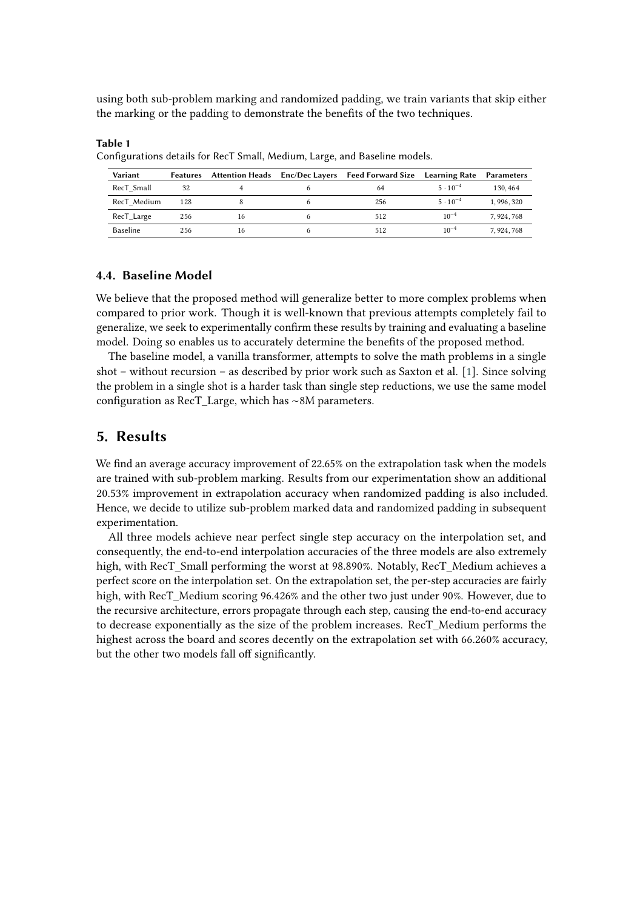using both sub-problem marking and randomized padding, we train variants that skip either the marking or the padding to demonstrate the benefits of the two techniques.

**Table 1**
Configurations details for RecT Small, Medium, Large, and Baseline models.

| Variant | Features | Attention Heads | Enc/Dec Layers | Feed Forward Size | Learning Rate | Parameters |
|---|---|---|---|---|---|---|
| RecT_Small | 32 | 4 | 6 | 64 | $5 \cdot 10^{-4}$ | 130, 464 |
| RecT_Medium | 128 | 8 | 6 | 256 | $5 \cdot 10^{-4}$ | 1, 996, 320 |
| RecT_Large | 256 | 16 | 6 | 512 | $10^{-4}$ | 7, 924, 768 |
| Baseline | 256 | 16 | 6 | 512 | $10^{-4}$ | 7, 924, 768 |

### 4.4. Baseline Model

We believe that the proposed method will generalize better to more complex problems when compared to prior work. Though it is well-known that previous attempts completely fail to generalize, we seek to experimentally confirm these results by training and evaluating a baseline model. Doing so enables us to accurately determine the benefits of the proposed method.

The baseline model, a vanilla transformer, attempts to solve the math problems in a single shot – without recursion – as described by prior work such as Saxton et al. [1]. Since solving the problem in a single shot is a harder task than single step reductions, we use the same model configuration as RecT_Large, which has ~8M parameters.

## 5. Results

We find an average accuracy improvement of 22.65% on the extrapolation task when the models are trained with sub-problem marking. Results from our experimentation show an additional 20.53% improvement in extrapolation accuracy when randomized padding is also included. Hence, we decide to utilize sub-problem marked data and randomized padding in subsequent experimentation.

All three models achieve near perfect single step accuracy on the interpolation set, and consequently, the end-to-end interpolation accuracies of the three models are also extremely high, with RecT_Small performing the worst at 98.890%. Notably, RecT_Medium achieves a perfect score on the interpolation set. On the extrapolation set, the per-step accuracies are fairly high, with RecT_Medium scoring 96.426% and the other two just under 90%. However, due to the recursive architecture, errors propagate through each step, causing the end-to-end accuracy to decrease exponentially as the size of the problem increases. RecT_Medium performs the highest across the board and scores decently on the extrapolation set with 66.260% accuracy, but the other two models fall off significantly.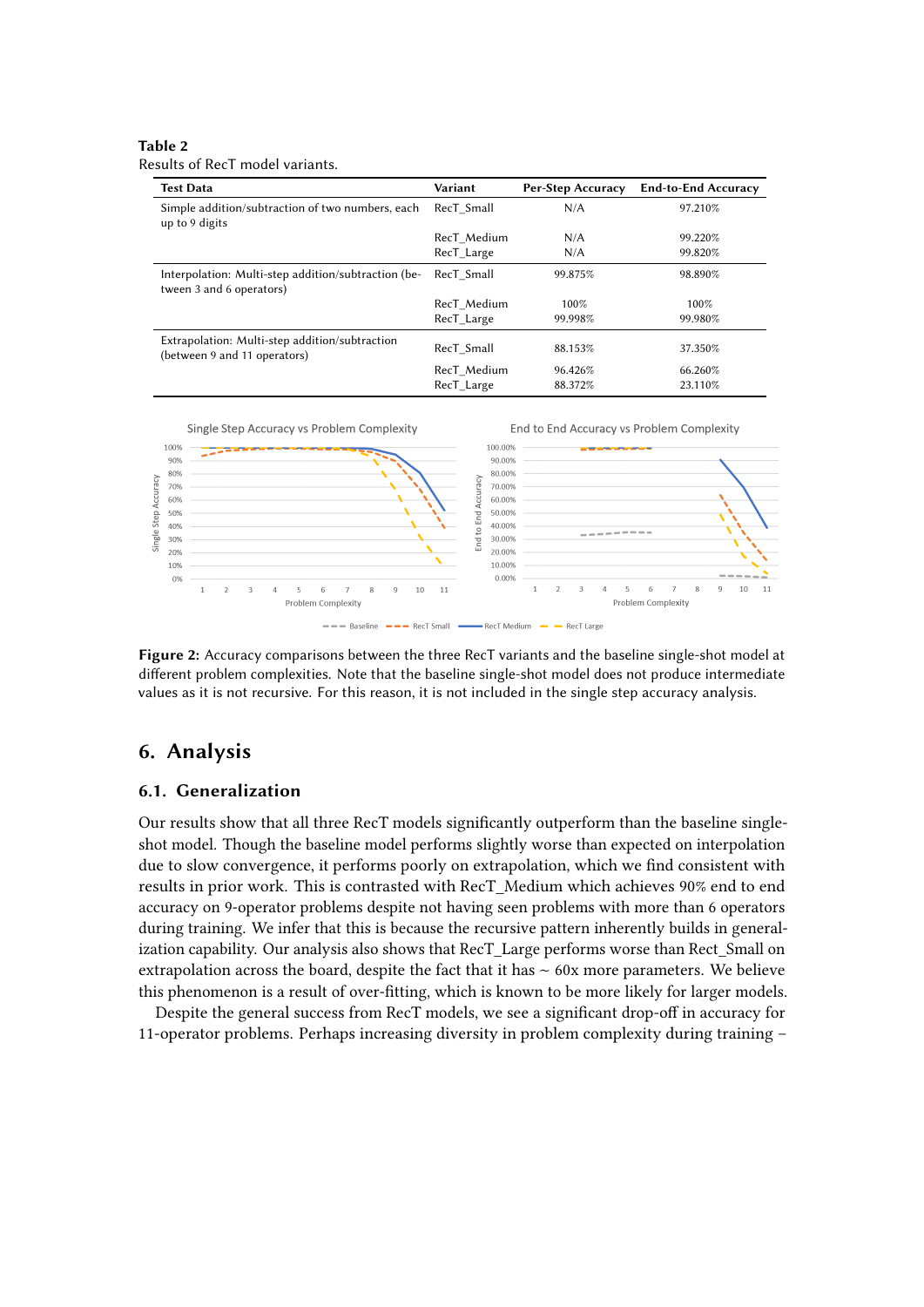**Table 2**
Results of RecT model variants.

| Test Data | Variant | Per-Step Accuracy | End-to-End Accuracy |
|---|---|---|---|
| Simple addition/subtraction of two numbers, each up to 9 digits | RecT_Small | N/A | 97.210% |
| | RecT_Medium | N/A | 99.220% |
| | RecT_Large | N/A | 99.820% |
| Interpolation: Multi-step addition/subtraction (between 3 and 6 operators) | RecT_Small | 99.875% | 98.890% |
| | RecT_Medium | 100% | 100% |
| | RecT_Large | 99.998% | 99.980% |
| Extrapolation: Multi-step addition/subtraction (between 9 and 11 operators) | RecT_Small | 88.153% | 37.350% |
| | RecT_Medium | 96.426% | 66.260% |
| | RecT_Large | 88.372% | 23.110% |

Single Step Accuracy vs Problem Complexity

Single Step Accuracy

100%
90%
80%
70%
60%
50%
40%
30%
20%
10%
0%

1 2 3 4 5 6 7 8 9 10 11

Problem Complexity

End to End Accuracy vs Problem Complexity

End to End Accuracy

100.00%
90.00%
80.00%
70.00%
60.00%
50.00%
40.00%
30.00%
20.00%
10.00%
0.00%

1 2 3 4 5 6 7 8 9 10 11

Problem Complexity

Baseline
RecT Small
RecT Medium
RecT Large

**Figure 2:** Accuracy comparisons between the three RecT variants and the baseline single-shot model at different problem complexities. Note that the baseline single-shot model does not produce intermediate values as it is not recursive. For this reason, it is not included in the single step accuracy analysis.

## 6. Analysis

### 6.1. Generalization

Our results show that all three RecT models significantly outperform than the baseline single-shot model. Though the baseline model performs slightly worse than expected on interpolation due to slow convergence, it performs poorly on extrapolation, which we find consistent with results in prior work. This is contrasted with RecT_Medium which achieves 90% end to end accuracy on 9-operator problems despite not having seen problems with more than 6 operators during training. We infer that this is because the recursive pattern inherently builds in generalization capability. Our analysis also shows that RecT_Large performs worse than Rect_Small on extrapolation across the board, despite the fact that it has ~ 60x more parameters. We believe this phenomenon is a result of over-fitting, which is known to be more likely for larger models.

Despite the general success from RecT models, we see a significant drop-off in accuracy for 11-operator problems. Perhaps increasing diversity in problem complexity during training –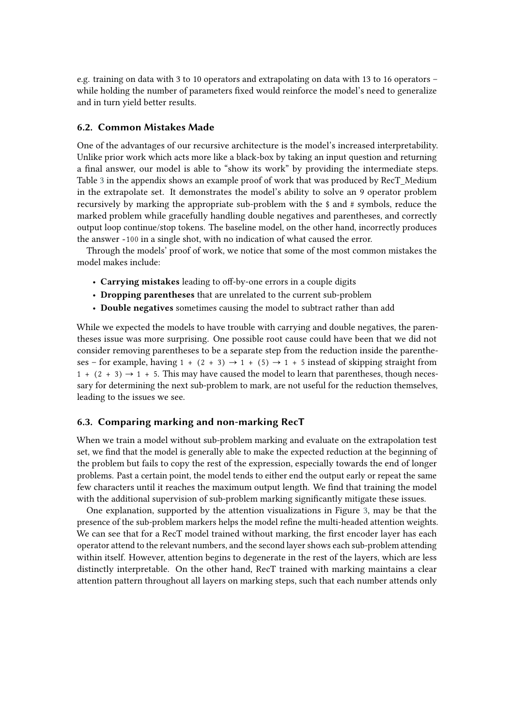e.g. training on data with 3 to 10 operators and extrapolating on data with 13 to 16 operators – while holding the number of parameters fixed would reinforce the model's need to generalize and in turn yield better results.

### 6.2. Common Mistakes Made

One of the advantages of our recursive architecture is the model's increased interpretability. Unlike prior work which acts more like a black-box by taking an input question and returning a final answer, our model is able to "show its work" by providing the intermediate steps. Table 3 in the appendix shows an example proof of work that was produced by RecT_Medium in the extrapolate set. It demonstrates the model's ability to solve an 9 operator problem recursively by marking the appropriate sub-problem with the `$` and `#` symbols, reduce the marked problem while gracefully handling double negatives and parentheses, and correctly output loop continue/stop tokens. The baseline model, on the other hand, incorrectly produces the answer `-100` in a single shot, with no indication of what caused the error.

Through the models' proof of work, we notice that some of the most common mistakes the model makes include:

- **Carrying mistakes** leading to off-by-one errors in a couple digits
- **Dropping parentheses** that are unrelated to the current sub-problem
- **Double negatives** sometimes causing the model to subtract rather than add

While we expected the models to have trouble with carrying and double negatives, the parentheses issue was more surprising. One possible root cause could have been that we did not consider removing parentheses to be a separate step from the reduction inside the parentheses – for example, having `1 + (2 + 3)` → `1 + (5)` → `1 + 5` instead of skipping straight from `1 + (2 + 3)` → `1 + 5`. This may have caused the model to learn that parentheses, though necessary for determining the next sub-problem to mark, are not useful for the reduction themselves, leading to the issues we see.

### 6.3. Comparing marking and non-marking RecT

When we train a model without sub-problem marking and evaluate on the extrapolation test set, we find that the model is generally able to make the expected reduction at the beginning of the problem but fails to copy the rest of the expression, especially towards the end of longer problems. Past a certain point, the model tends to either end the output early or repeat the same few characters until it reaches the maximum output length. We find that training the model with the additional supervision of sub-problem marking significantly mitigate these issues.

One explanation, supported by the attention visualizations in Figure 3, may be that the presence of the sub-problem markers helps the model refine the multi-headed attention weights. We can see that for a RecT model trained without marking, the first encoder layer has each operator attend to the relevant numbers, and the second layer shows each sub-problem attending within itself. However, attention begins to degenerate in the rest of the layers, which are less distinctly interpretable. On the other hand, RecT trained with marking maintains a clear attention pattern throughout all layers on marking steps, such that each number attends only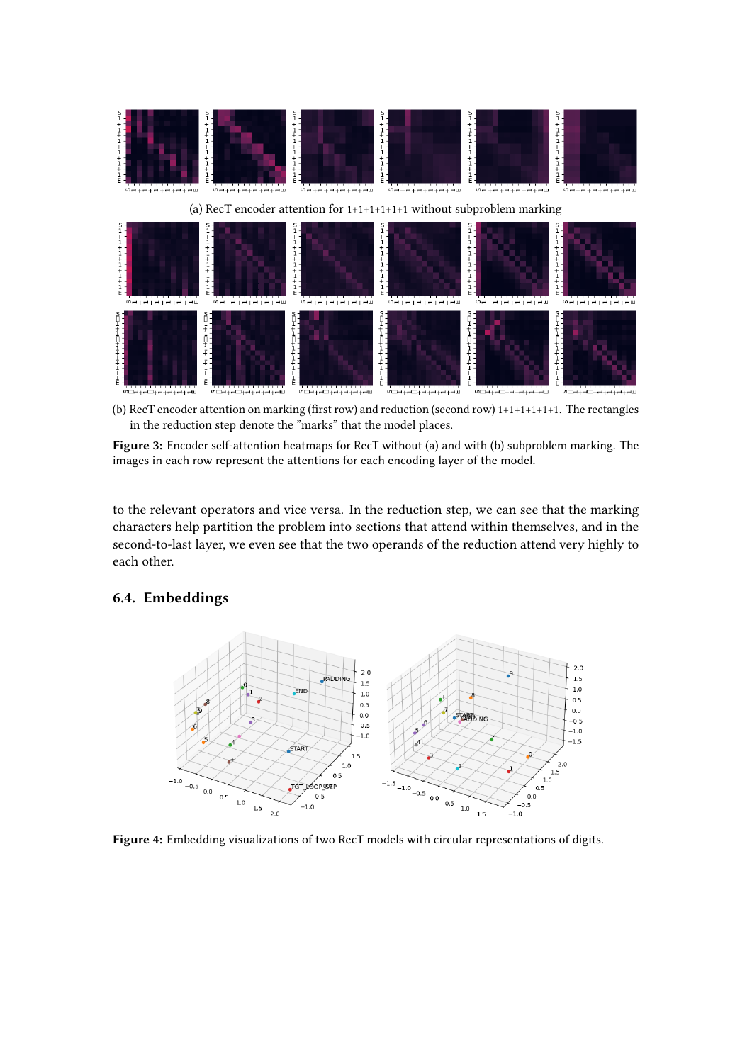(a) RecT encoder attention for 1+1+1+1+1+1 without subproblem marking

(b) RecT encoder attention on marking (first row) and reduction (second row) 1+1+1+1+1+1. The rectangles in the reduction step denote the "marks" that the model places.

**Figure 3:** Encoder self-attention heatmaps for RecT without (a) and with (b) subproblem marking. The images in each row represent the attentions for each encoding layer of the model.

to the relevant operators and vice versa. In the reduction step, we can see that the marking characters help partition the problem into sections that attend within themselves, and in the second-to-last layer, we even see that the two operands of the reduction attend very highly to each other.

## 6.4. Embeddings

**Figure 4:** Embedding visualizations of two RecT models with circular representations of digits.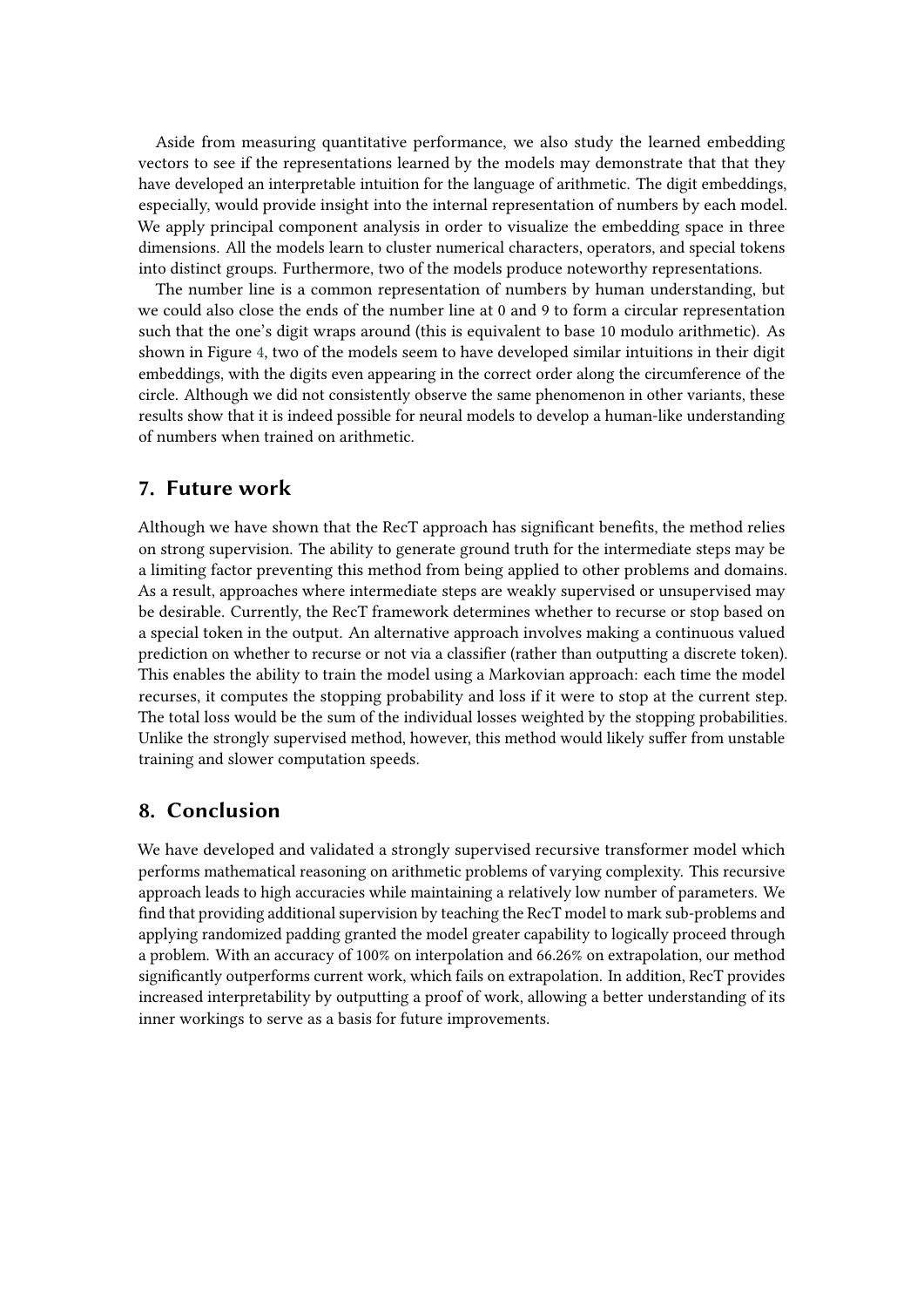Aside from measuring quantitative performance, we also study the learned embedding vectors to see if the representations learned by the models may demonstrate that that they have developed an interpretable intuition for the language of arithmetic. The digit embeddings, especially, would provide insight into the internal representation of numbers by each model. We apply principal component analysis in order to visualize the embedding space in three dimensions. All the models learn to cluster numerical characters, operators, and special tokens into distinct groups. Furthermore, two of the models produce noteworthy representations.

The number line is a common representation of numbers by human understanding, but we could also close the ends of the number line at 0 and 9 to form a circular representation such that the one's digit wraps around (this is equivalent to base 10 modulo arithmetic). As shown in Figure 4, two of the models seem to have developed similar intuitions in their digit embeddings, with the digits even appearing in the correct order along the circumference of the circle. Although we did not consistently observe the same phenomenon in other variants, these results show that it is indeed possible for neural models to develop a human-like understanding of numbers when trained on arithmetic.

## 7. Future work

Although we have shown that the RecT approach has significant benefits, the method relies on strong supervision. The ability to generate ground truth for the intermediate steps may be a limiting factor preventing this method from being applied to other problems and domains. As a result, approaches where intermediate steps are weakly supervised or unsupervised may be desirable. Currently, the RecT framework determines whether to recurse or stop based on a special token in the output. An alternative approach involves making a continuous valued prediction on whether to recurse or not via a classifier (rather than outputting a discrete token). This enables the ability to train the model using a Markovian approach: each time the model recurses, it computes the stopping probability and loss if it were to stop at the current step. The total loss would be the sum of the individual losses weighted by the stopping probabilities. Unlike the strongly supervised method, however, this method would likely suffer from unstable training and slower computation speeds.

## 8. Conclusion

We have developed and validated a strongly supervised recursive transformer model which performs mathematical reasoning on arithmetic problems of varying complexity. This recursive approach leads to high accuracies while maintaining a relatively low number of parameters. We find that providing additional supervision by teaching the RecT model to mark sub-problems and applying randomized padding granted the model greater capability to logically proceed through a problem. With an accuracy of 100% on interpolation and 66.26% on extrapolation, our method significantly outperforms current work, which fails on extrapolation. In addition, RecT provides increased interpretability by outputting a proof of work, allowing a better understanding of its inner workings to serve as a basis for future improvements.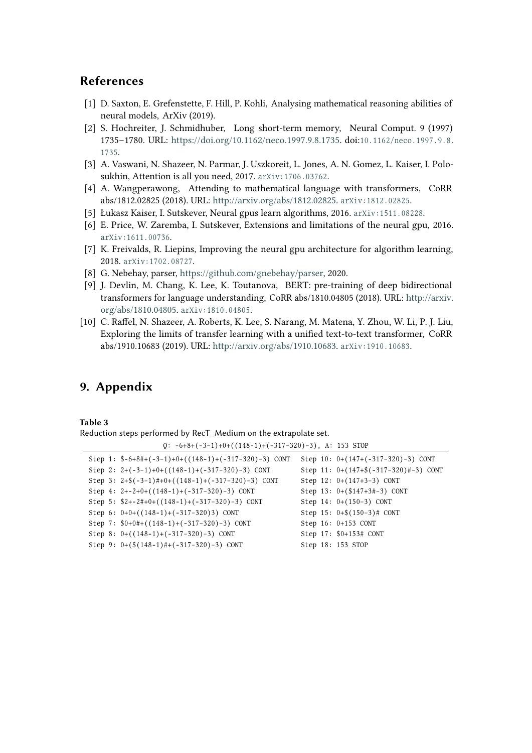## References

[1] D. Saxton, E. Grefenstette, F. Hill, P. Kohli, Analysing mathematical reasoning abilities of neural models, ArXiv (2019).

[2] S. Hochreiter, J. Schmidhuber, Long short-term memory, Neural Comput. 9 (1997) 1735–1780. URL: https://doi.org/10.1162/neco.1997.9.8.1735. doi:10.1162/neco.1997.9.8.1735.

[3] A. Vaswani, N. Shazeer, N. Parmar, J. Uszkoreit, L. Jones, A. N. Gomez, L. Kaiser, I. Polosukhin, Attention is all you need, 2017. arXiv:1706.03762.

[4] A. Wangperawong, Attending to mathematical language with transformers, CoRR abs/1812.02825 (2018). URL: http://arxiv.org/abs/1812.02825. arXiv:1812.02825.

[5] Łukasz Kaiser, I. Sutskever, Neural gpus learn algorithms, 2016. arXiv:1511.08228.

[6] E. Price, W. Zaremba, I. Sutskever, Extensions and limitations of the neural gpu, 2016. arXiv:1611.00736.

[7] K. Freivalds, R. Liepins, Improving the neural gpu architecture for algorithm learning, 2018. arXiv:1702.08727.

[8] G. Nebehay, parser, https://github.com/gnebehay/parser, 2020.

[9] J. Devlin, M. Chang, K. Lee, K. Toutanova, BERT: pre-training of deep bidirectional transformers for language understanding, CoRR abs/1810.04805 (2018). URL: http://arxiv.org/abs/1810.04805. arXiv:1810.04805.

[10] C. Raffel, N. Shazeer, A. Roberts, K. Lee, S. Narang, M. Matena, Y. Zhou, W. Li, P. J. Liu, Exploring the limits of transfer learning with a unified text-to-text transformer, CoRR abs/1910.10683 (2019). URL: http://arxiv.org/abs/1910.10683. arXiv:1910.10683.

# 9. Appendix

**Table 3**
Reduction steps performed by RecT_Medium on the extrapolate set.

| Q: -6+8+(-3-1)+0+((148-1)+(-317-320)-3), A: 153 STOP | |
|---|---|
| Step 1: $-6+8#+(-3-1)+0+((148-1)+(-317-320)-3) CONT | Step 10: 0+(147+(-317-320)-3) CONT |
| Step 2: 2+(-3-1)+0+((148-1)+(-317-320)-3) CONT | Step 11: 0+(147+$(-317-320)#-3) CONT |
| Step 3: 2+$(-3-1)#+0+((148-1)+(-317-320)-3) CONT | Step 12: 0+(147+3-3) CONT |
| Step 4: 2+-2+0+((148-1)+(-317-320)-3) CONT | Step 13: 0+($147+3#-3) CONT |
| Step 5: $2+-2#+0+((148-1)+(-317-320)-3) CONT | Step 14: 0+(150-3) CONT |
| Step 6: 0+0+((148-1)+(-317-320)3) CONT | Step 15: 0+$(150-3)# CONT |
| Step 7: $0+0#+((148-1)+(-317-320)-3) CONT | Step 16: 0+153 CONT |
| Step 8: 0+((148-1)+(-317-320)-3) CONT | Step 17: $0+153# CONT |
| Step 9: 0+($(148-1)#+(-317-320)-3) CONT | Step 18: 153 STOP |